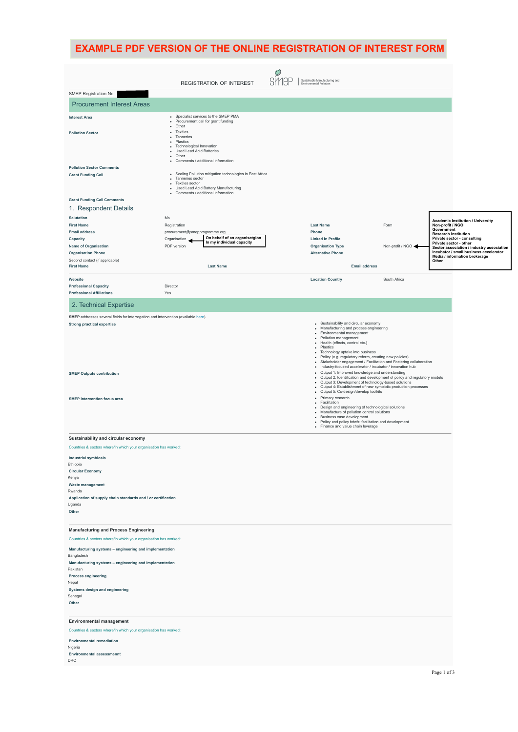# EXAMPLE PDF VERSION OF THE ONLINE REGISTRATION OF INTEREST FORM

REGISTRATION OF INTEREST — SMEP | Sustainable Manufacturing and Environmental Pollution

SMEP Registration No:

## Procurement Interest Areas

**Interest Area**
- Specialist services to the SMEP PMA
- Procurement call for grant funding
- Other

**Pollution Sector**
- Textiles
- Tanneries
- Plastics
- Technological Innovation
- Used Lead Acid Batteries
- Other
- Comments / additional information

**Pollution Sector Comments**

**Grant Funding Call**
- Scaling Pollution mitigation technologies in East Africa
- Tanneries sector
- Textiles sector
- Used Lead Acid Battery Manufacturing
- Comments / additional information

**Grant Funding Call Comments**

## 1. Respondent Details

| | | | |
|---|---|---|---|
| **Salutation** | Ms | | |
| **First Name** | Registration | **Last Name** | Form |
| **Email address** | procurement@smepprogramme.org | **Phone** | |
| **Capacity** | Organisation | **Linked In Profile** | |
| **Name of Organisation** | PDF version | **Organisation Type** | Non-profit / NGO |
| **Organisation Phone** | | **Alternative Phone** | |

Capacity options: On behalf of an organisatgion / In my individual capacity

Organisation Type options: Academic Institution / University; Non-profit / NGO; Government; Research Institution; Private sector - consulting; Private sector - other; Sector association / industry association; Incubator / small business accelerator; Media / information brokerage; Other

Second contact (if applicable)

| **First Name** | **Last Name** | **Email address** |
|---|---|---|
| | | |

| | | | |
|---|---|---|---|
| **Website** | | **Location Country** | South Africa |
| **Professional Capacity** | Director | | |
| **Professional Affiliations** | Yes | | |

## 2. Technical Expertise

**SMEP** addresses several fields for interrogation and intervention (available here).

**Strong practical expertise**
- Sustainability and circular economy
- Manufacturing and process engineering
- Environmental management
- Pollution management
- Health (effects, control etc.)
- Plastics
- Technology uptake into business
- Policy (e.g. regulatory reform, creating new policies)
- Stakeholder engagement / Facilitation and Fostering collaboration
- Industry-focused accelerator / incubator / innovation hub

**SMEP Outputs contribution**
- Output 1: Improved knowledge and understanding
- Output 2: Identification and development of policy and regulatory models
- Output 3: Development of technology-based solutions
- Output 4: Establishment of new symbiotic production processes
- Output 5: Co-design/develop toolkits

**SMEP Intervention focus area**
- Primary research
- Facilitation
- Design and engineering of technological solutions
- Manufacture of pollution control solutions
- Business case development
- Policy and policy briefs: facilitation and development
- Finance and value chain leverage

### Sustainability and circular economy

Countries & sectors where/in which your organisation has worked:

**Industrial symbiosis**
Ethiopia

**Circular Economy**
Kenya

**Waste management**
Rwanda

**Application of supply chain standards and / or certification**
Uganda

**Other**

### Manufacturing and Process Engineering

Countries & sectors where/in which your organisation has worked:

**Manufacturing systems – engineering and implementation**
Bangladesh

**Manufacturing systems – engineering and implementation**
Pakistan

**Process engineering**
Nepal

**Systems design and engineering**
Senegal

**Other**

### Environmental management

Countries & sectors where/in which your organisation has worked:

**Environmental remediation**
Nigeria

**Environmental assessmennt**
DRC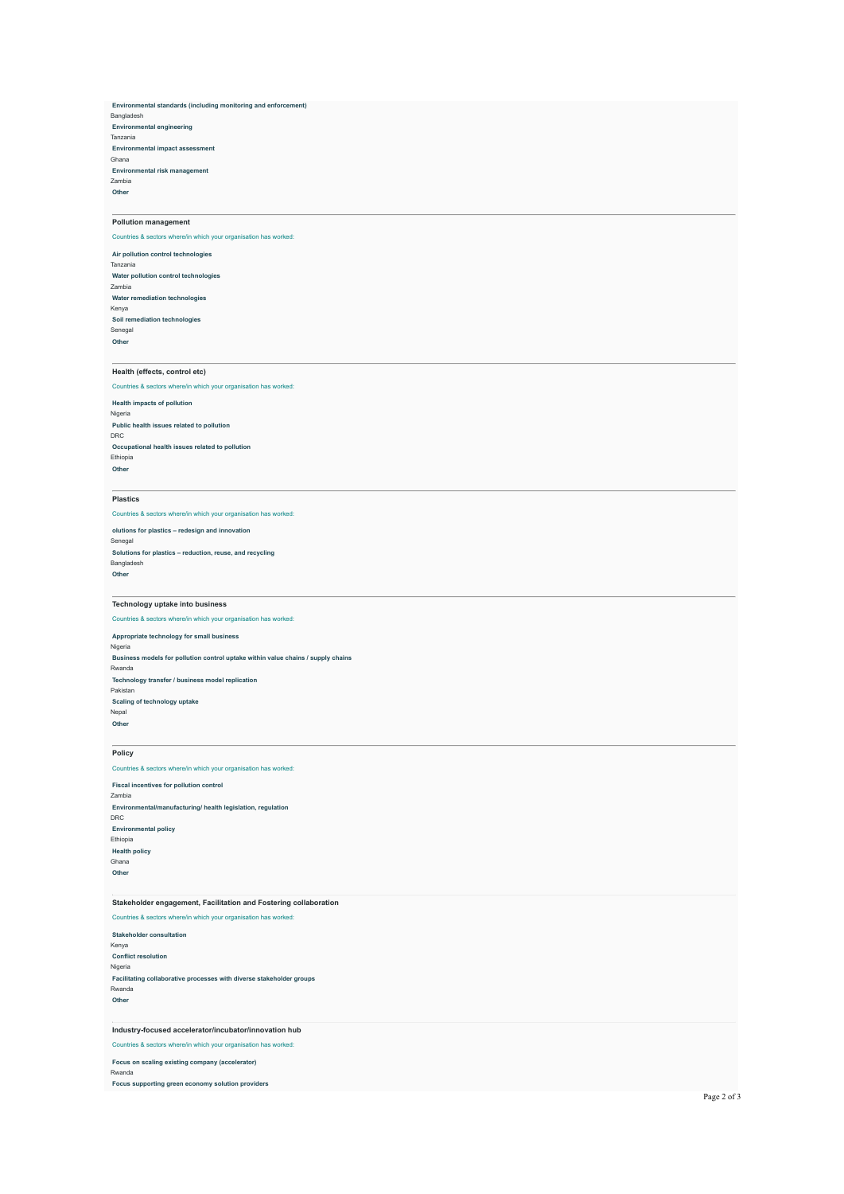**Environmental standards (including monitoring and enforcement)**
Bangladesh
**Environmental engineering**
Tanzania
**Environmental impact assessment**
Ghana
**Environmental risk management**
Zambia
**Other**

---

### Pollution management

Countries & sectors where/in which your organisation has worked:

**Air pollution control technologies**
Tanzania
**Water pollution control technologies**
Zambia
**Water remediation technologies**
Kenya
**Soil remediation technologies**
Senegal
**Other**

---

### Health (effects, control etc)

Countries & sectors where/in which your organisation has worked:

**Health impacts of pollution**
Nigeria
**Public health issues related to pollution**
DRC
**Occupational health issues related to pollution**
Ethiopia
**Other**

---

### Plastics

Countries & sectors where/in which your organisation has worked:

**olutions for plastics – redesign and innovation**
Senegal
**Solutions for plastics – reduction, reuse, and recycling**
Bangladesh
**Other**

---

### Technology uptake into business

Countries & sectors where/in which your organisation has worked:

**Appropriate technology for small business**
Nigeria
**Business models for pollution control uptake within value chains / supply chains**
Rwanda
**Technology transfer / business model replication**
Pakistan
**Scaling of technology uptake**
Nepal
**Other**

---

### Policy

Countries & sectors where/in which your organisation has worked:

**Fiscal incentives for pollution control**
Zambia
**Environmental/manufacturing/ health legislation, regulation**
DRC
**Environmental policy**
Ethiopia
**Health policy**
Ghana
**Other**

---

### Stakeholder engagement, Facilitation and Fostering collaboration

Countries & sectors where/in which your organisation has worked:

**Stakeholder consultation**
Kenya
**Conflict resolution**
Nigeria
**Facilitating collaborative processes with diverse stakeholder groups**
Rwanda
**Other**

---

### Industry-focused accelerator/incubator/innovation hub

Countries & sectors where/in which your organisation has worked:

**Focus on scaling existing company (accelerator)**
Rwanda
**Focus supporting green economy solution providers**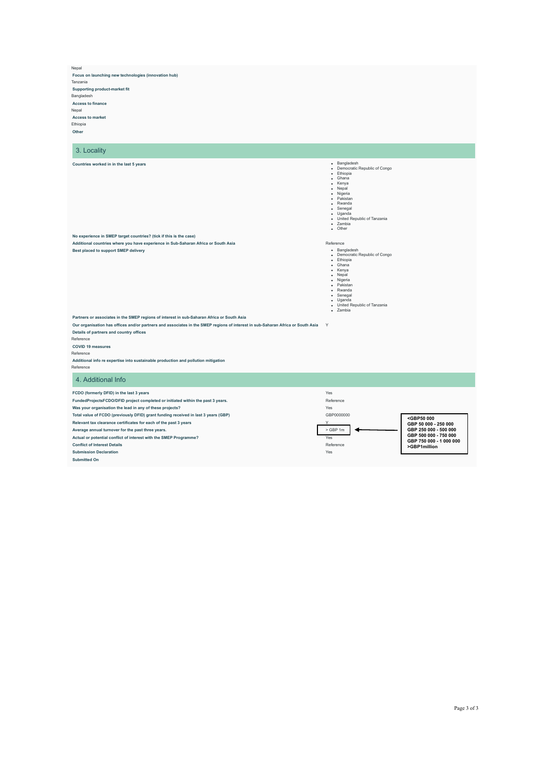Nepal

**Focus on launching new technologies (innovation hub)**

Tanzania

**Supporting product-market fit**

Bangladesh

**Access to finance**

Nepal

**Access to market**

Ethiopia

**Other**

## 3. Locality

| | |
|---|---|
| **Countries worked in in the last 5 years** | • Bangladesh<br>• Democratic Republic of Congo<br>• Ethiopia<br>• Ghana<br>• Kenya<br>• Nepal<br>• Nigeria<br>• Pakistan<br>• Rwanda<br>• Senegal<br>• Uganda<br>• United Republic of Tanzania<br>• Zambia<br>• Other |
| **No experience in SMEP target countries? (tick if this is the case)** | |
| **Additional countries where you have experience in Sub-Saharan Africa or South Asia** | Reference |
| **Best placed to support SMEP delivery** | • Bangladesh<br>• Democratic Republic of Congo<br>• Ethiopia<br>• Ghana<br>• Kenya<br>• Nepal<br>• Nigeria<br>• Pakistan<br>• Rwanda<br>• Senegal<br>• Uganda<br>• United Republic of Tanzania<br>• Zambia |

**Partners or associates in the SMEP regions of interest in sub-Saharan Africa or South Asia**

| | |
|---|---|
| **Our organisation has offices and/or partners and associates in the SMEP regions of interest in sub-Saharan Africa or South Asia** | Y |

**Details of partners and country offices**

Reference

**COVID 19 measures**

Reference

**Additional info re expertise into sustainable production and pollution mitigation**

Reference

## 4. Additional Info

| | |
|---|---|
| **FCDO (formerly DFID) in the last 3 years** | Yes |
| **FundedProjectsFCDO/DFID project completed or initiated within the past 3 years.** | Reference |
| **Was your organisation the lead in any of these projects?** | Yes |
| **Total value of FCDO (previously DFID) grant funding received in last 3 years (GBP)** | GBP0000000 |
| **Relevant tax clearance certificates for each of the past 3 years** | Y |
| **Average annual turnover for the past three years.** | > GBP 1m |
| **Actual or potential conflict of interest with the SMEP Programme?** | Yes |
| **Conflict of Interest Details** | Reference |
| **Submission Declaration** | Yes |
| **Submitted On** | |

**<GBP50 000**
**GBP 50 000 - 250 000**
**GBP 250 000 - 500 000**
**GBP 500 000 - 750 000**
**GBP 750 000 - 1 000 000**
**>GBP1million**